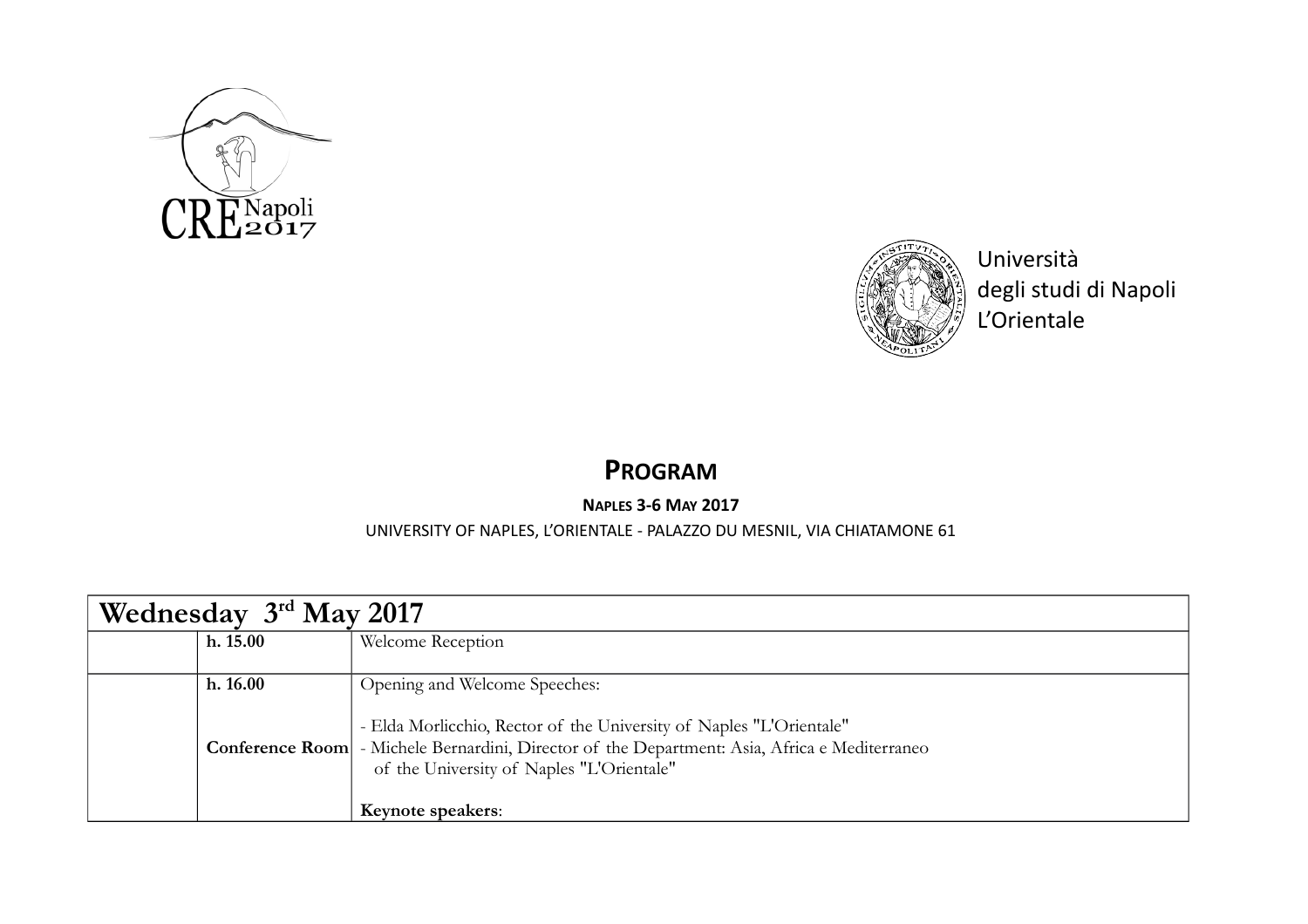CRE Napoli 2017

Università
degli studi di Napoli
L'Orientale

# PROGRAM

**NAPLES 3-6 MAY 2017**

UNIVERSITY OF NAPLES, L'ORIENTALE - PALAZZO DU MESNIL, VIA CHIATAMONE 61

| Wednesday 3rd May 2017 | | |
|---|---|---|
| | **h. 15.00** | Welcome Reception |
| | **h. 16.00**<br><br>**Conference Room** | Opening and Welcome Speeches:<br><br>- Elda Morlicchio, Rector of the University of Naples "L'Orientale"<br>- Michele Bernardini, Director of the Department: Asia, Africa e Mediterraneo of the University of Naples "L'Orientale"<br><br>**Keynote speakers**: |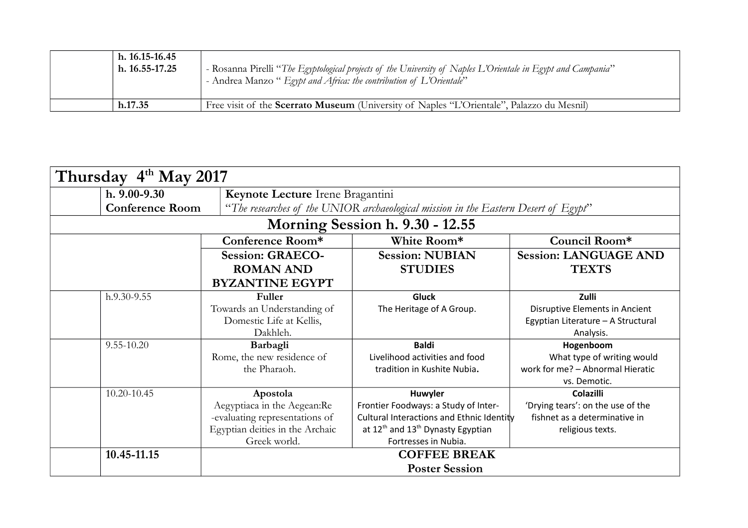| | | |
|---|---|---|
| | **h. 16.15-16.45**<br>**h. 16.55-17.25** | - Rosanna Pirelli "*The Egyptological projects of the University of Naples L'Orientale in Egypt and Campania*"<br>- Andrea Manzo " *Egypt and Africa: the contribution of L'Orientale*" |
| | **h.17.35** | Free visit of the **Scerrato Museum** (University of Naples "L'Orientale", Palazzo du Mesnil) |

## Thursday 4th May 2017

| | | |
|---|---|---|
| | **h. 9.00-9.30**<br>**Conference Room** | **Keynote Lecture** Irene Bragantini<br>"*The researches of the UNIOR archaeological mission in the Eastern Desert of Egypt*" |

### Morning Session h. 9.30 - 12.55

| | | Conference Room* | White Room* | Council Room* |
|---|---|---|---|---|
| | | **Session: GRAECO-ROMAN AND BYZANTINE EGYPT** | **Session: NUBIAN STUDIES** | **Session: LANGUAGE AND TEXTS** |
| | h.9.30-9.55 | **Fuller**<br>Towards an Understanding of Domestic Life at Kellis, Dakhleh. | **Gluck**<br>The Heritage of A Group. | **Zulli**<br>Disruptive Elements in Ancient Egyptian Literature – A Structural Analysis. |
| | 9.55-10.20 | **Barbagli**<br>Rome, the new residence of the Pharaoh. | **Baldi**<br>Livelihood activities and food tradition in Kushite Nubia**.** | **Hogenboom**<br>What type of writing would work for me? – Abnormal Hieratic vs. Demotic. |
| | 10.20-10.45 | **Apostola**<br>Aegyptiaca in the Aegean:Re-evaluating representations of Egyptian deities in the Archaic Greek world. | **Huwyler**<br>Frontier Foodways: a Study of Inter-Cultural Interactions and Ethnic Identity at 12th and 13th Dynasty Egyptian Fortresses in Nubia. | **Colazilli**<br>'Drying tears': on the use of the fishnet as a determinative in religious texts. |
| | **10.45-11.15** | **COFFEE BREAK**<br>**Poster Session** | | |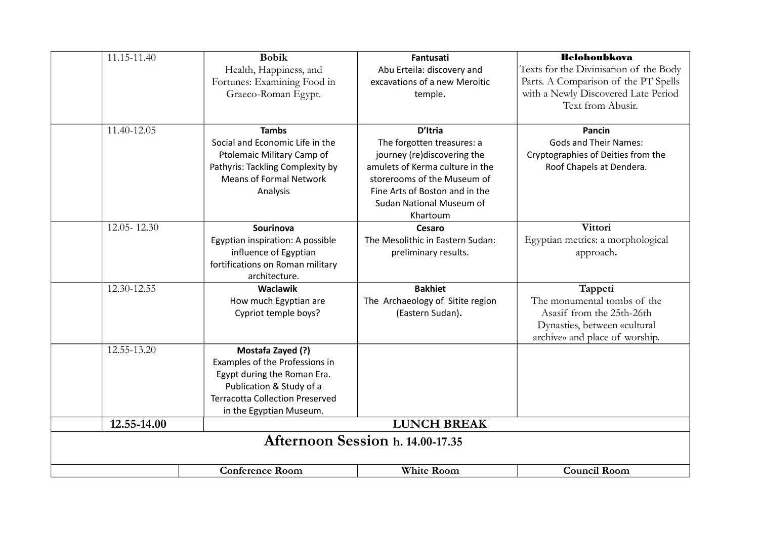| | Time | | | |
|---|---|---|---|---|
| | 11.15-11.40 | **Bobik**<br>Health, Happiness, and Fortunes: Examining Food in Graeco-Roman Egypt. | **Fantusati**<br>Abu Erteila: discovery and excavations of a new Meroitic temple**.** | **Belohoubkova**<br>Texts for the Divinisation of the Body Parts. A Comparison of the PT Spells with a Newly Discovered Late Period Text from Abusir. |
| | 11.40-12.05 | **Tambs**<br>Social and Economic Life in the Ptolemaic Military Camp of Pathyris: Tackling Complexity by Means of Formal Network Analysis | **D'Itria**<br>The forgotten treasures: a journey (re)discovering the amulets of Kerma culture in the storerooms of the Museum of Fine Arts of Boston and in the Sudan National Museum of Khartoum | **Pancin**<br>Gods and Their Names: Cryptographies of Deities from the Roof Chapels at Dendera. |
| | 12.05- 12.30 | **Sourinova**<br>Egyptian inspiration: A possible influence of Egyptian fortifications on Roman military architecture. | **Cesaro**<br>The Mesolithic in Eastern Sudan: preliminary results. | **Vittori**<br>Egyptian metrics: a morphological approach**.** |
| | 12.30-12.55 | **Waclawik**<br>How much Egyptian are Cypriot temple boys? | **Bakhiet**<br>The Archaeology of Sitite region (Eastern Sudan)**.** | **Tappeti**<br>The monumental tombs of the Asasif from the 25th-26th Dynasties, between «cultural archive» and place of worship. |
| | 12.55-13.20 | **Mostafa Zayed (?)**<br>Examples of the Professions in Egypt during the Roman Era. Publication & Study of a Terracotta Collection Preserved in the Egyptian Museum. | | |
| | **12.55-14.00** | **LUNCH BREAK** | | |
| **Afternoon Session h. 14.00-17.35** | | | | |
| | | **Conference Room** | **White Room** | **Council Room** |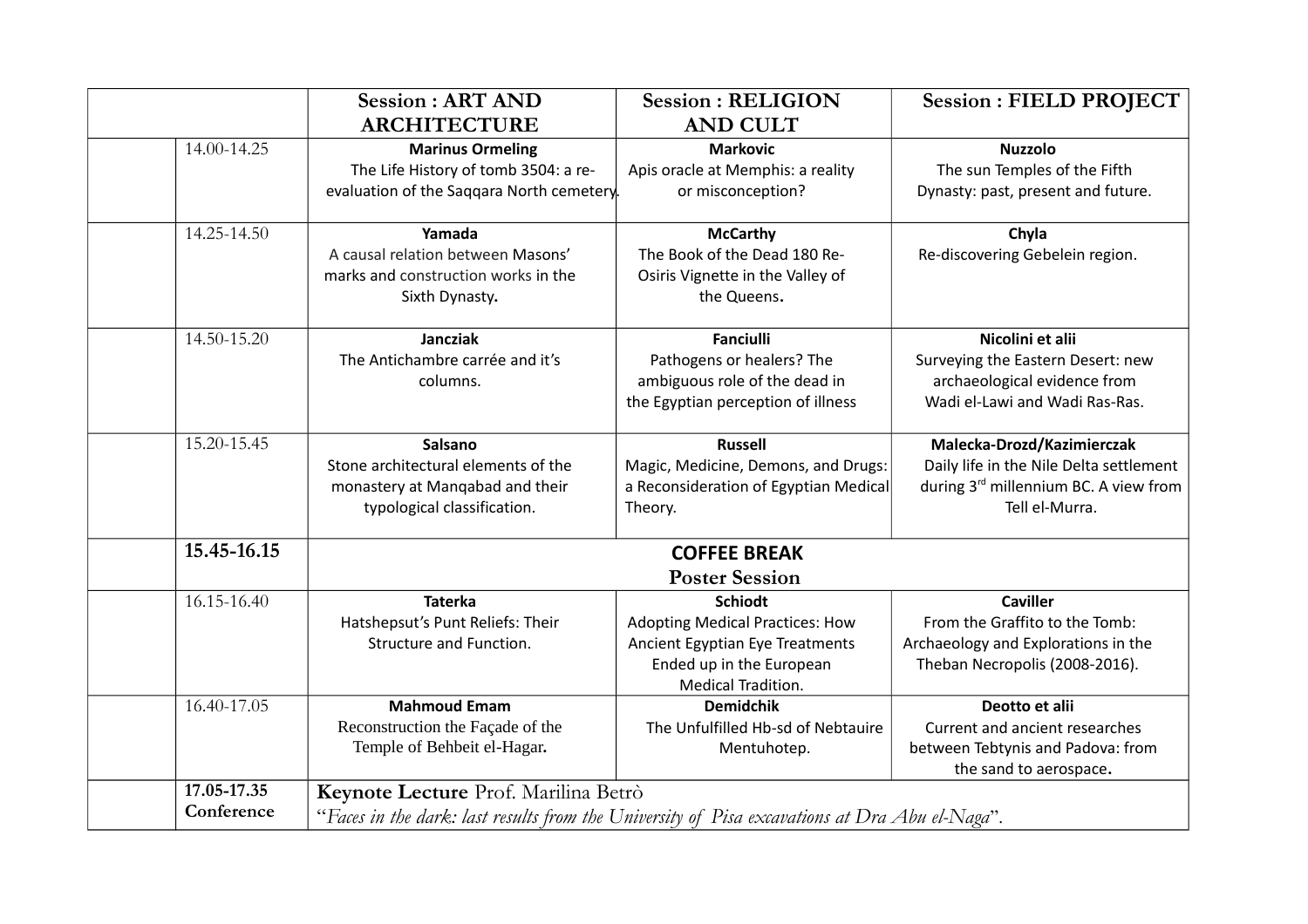| | | Session : ART AND ARCHITECTURE | Session : RELIGION AND CULT | Session : FIELD PROJECT |
|---|---|---|---|---|
| | 14.00-14.25 | **Marinus Ormeling** The Life History of tomb 3504: a re-evaluation of the Saqqara North cemetery. | **Markovic** Apis oracle at Memphis: a reality or misconception? | **Nuzzolo** The sun Temples of the Fifth Dynasty: past, present and future. |
| | 14.25-14.50 | **Yamada** A causal relation between Masons' marks and construction works in the Sixth Dynasty. | **McCarthy** The Book of the Dead 180 Re-Osiris Vignette in the Valley of the Queens. | **Chyla** Re-discovering Gebelein region. |
| | 14.50-15.20 | **Jancziak** The Antichambre carrée and it's columns. | **Fanciulli** Pathogens or healers? The ambiguous role of the dead in the Egyptian perception of illness | **Nicolini et alii** Surveying the Eastern Desert: new archaeological evidence from Wadi el-Lawi and Wadi Ras-Ras. |
| | 15.20-15.45 | **Salsano** Stone architectural elements of the monastery at Manqabad and their typological classification. | **Russell** Magic, Medicine, Demons, and Drugs: a Reconsideration of Egyptian Medical Theory. | **Malecka-Drozd/Kazimierczak** Daily life in the Nile Delta settlement during 3rd millennium BC. A view from Tell el-Murra. |
| | **15.45-16.15** | **COFFEE BREAK** Poster Session | | |
| | 16.15-16.40 | **Taterka** Hatshepsut's Punt Reliefs: Their Structure and Function. | **Schiodt** Adopting Medical Practices: How Ancient Egyptian Eye Treatments Ended up in the European Medical Tradition. | **Caviller** From the Graffito to the Tomb: Archaeology and Explorations in the Theban Necropolis (2008-2016). |
| | 16.40-17.05 | **Mahmoud Emam** Reconstruction the Façade of the Temple of Behbeit el-Hagar. | **Demidchik** The Unfulfilled Hb-sd of Nebtauire Mentuhotep. | **Deotto et alii** Current and ancient researches between Tebtynis and Padova: from the sand to aerospace. |
| | **17.05-17.35 Conference** | **Keynote Lecture** Prof. Marilina Betrò "*Faces in the dark: last results from the University of Pisa excavations at Dra Abu el-Naga*". | | |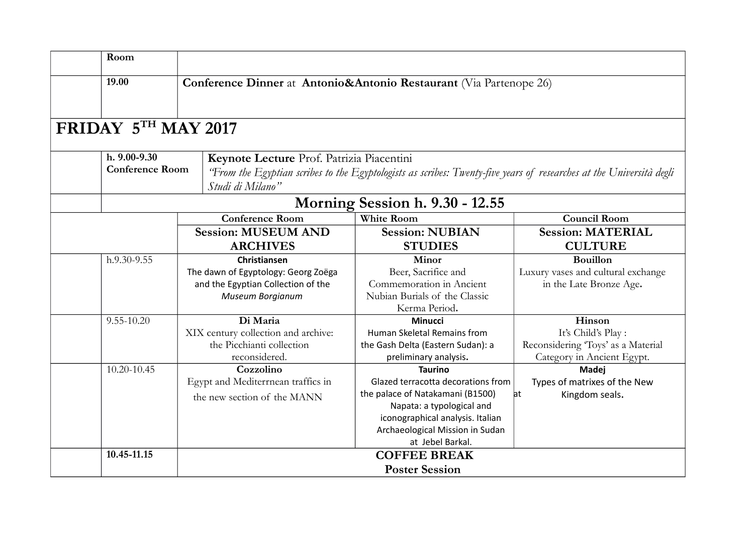| | Room | |
|---|---|---|
| | 19.00 | **Conference Dinner** at **Antonio&Antonio Restaurant** (Via Partenope 26) |

# FRIDAY 5TH MAY 2017

| | | |
|---|---|---|
| | **h. 9.00-9.30 Conference Room** | **Keynote Lecture** Prof. Patrizia Piacentini *"From the Egyptian scribes to the Egyptologists as scribes: Twenty-five years of researches at the Università degli Studi di Milano"* |

## Morning Session h. 9.30 - 12.55

| | | Conference Room | White Room | Council Room |
|---|---|---|---|---|
| | | **Session: MUSEUM AND ARCHIVES** | **Session: NUBIAN STUDIES** | **Session: MATERIAL CULTURE** |
| | h.9.30-9.55 | **Christiansen** The dawn of Egyptology: Georg Zoëga and the Egyptian Collection of the *Museum Borgianum* | **Minor** Beer, Sacrifice and Commemoration in Ancient Nubian Burials of the Classic Kerma Period. | **Bouillon** Luxury vases and cultural exchange in the Late Bronze Age. |
| | 9.55-10.20 | **Di Maria** XIX century collection and archive: the Picchianti collection reconsidered. | **Minucci** Human Skeletal Remains from the Gash Delta (Eastern Sudan): a preliminary analysis. | **Hinson** It's Child's Play : Reconsidering 'Toys' as a Material Category in Ancient Egypt. |
| | 10.20-10.45 | **Cozzolino** Egypt and Mediterrnean traffics in the new section of the MANN | **Taurino** Glazed terracotta decorations from the palace of Natakamani (B1500) at Napata: a typological and iconographical analysis. Italian Archaeological Mission in Sudan at Jebel Barkal. | **Madej** Types of matrixes of the New Kingdom seals. |
| | **10.45-11.15** | **COFFEE BREAK Poster Session** | | |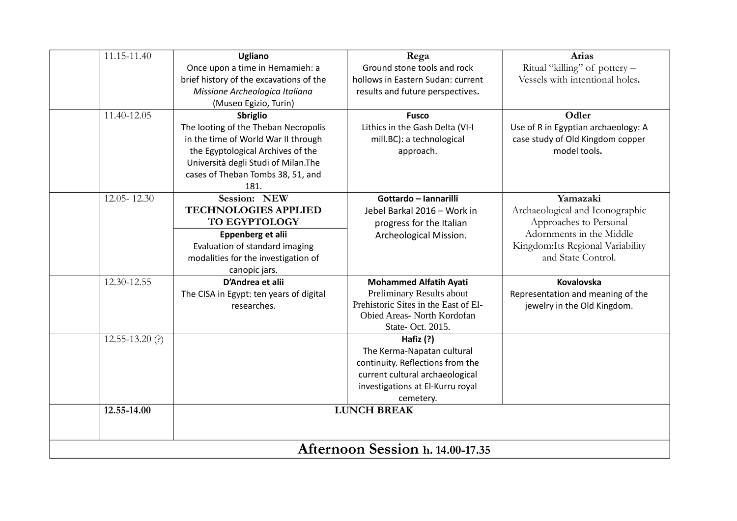| | | | | |
|---|---|---|---|---|
| | 11.15-11.40 | **Ugliano**<br>Once upon a time in Hemamieh: a brief history of the excavations of the *Missione Archeologica Italiana* (Museo Egizio, Turin) | **Rega**<br>Ground stone tools and rock hollows in Eastern Sudan: current results and future perspectives**.** | **Arias**<br>Ritual "killing" of pottery – Vessels with intentional holes**.** |
| | 11.40-12.05 | **Sbriglio**<br>The looting of the Theban Necropolis in the time of World War II through the Egyptological Archives of the Università degli Studi of Milan.The cases of Theban Tombs 38, 51, and 181. | **Fusco**<br>Lithics in the Gash Delta (VI-I mill.BC): a technological approach. | **Odler**<br>Use of R in Egyptian archaeology: A case study of Old Kingdom copper model tools**.** |
| | 12.05- 12.30 | **Session: NEW TECHNOLOGIES APPLIED TO EGYPTOLOGY**<br>**Eppenberg et alii**<br>Evaluation of standard imaging modalities for the investigation of canopic jars. | **Gottardo – Iannarilli**<br>Jebel Barkal 2016 – Work in progress for the Italian Archeological Mission. | **Yamazaki**<br>Archaeological and Iconographic Approaches to Personal Adornments in the Middle Kingdom:Its Regional Variability and State Control. |
| | 12.30-12.55 | **D'Andrea et alii**<br>The CISA in Egypt: ten years of digital researches. | **Mohammed Alfatih Ayati**<br>Preliminary Results about Prehistoric Sites in the East of El-Obied Areas- North Kordofan State- Oct. 2015. | **Kovalovska**<br>Representation and meaning of the jewelry in the Old Kingdom. |
| | 12.55-13.20 (?) | | **Hafiz (?)**<br>The Kerma-Napatan cultural continuity. Reflections from the current cultural archaeological investigations at El-Kurru royal cemetery. | |
| | **12.55-14.00** | **LUNCH BREAK** | | |
| **Afternoon Session h. 14.00-17.35** | | | | |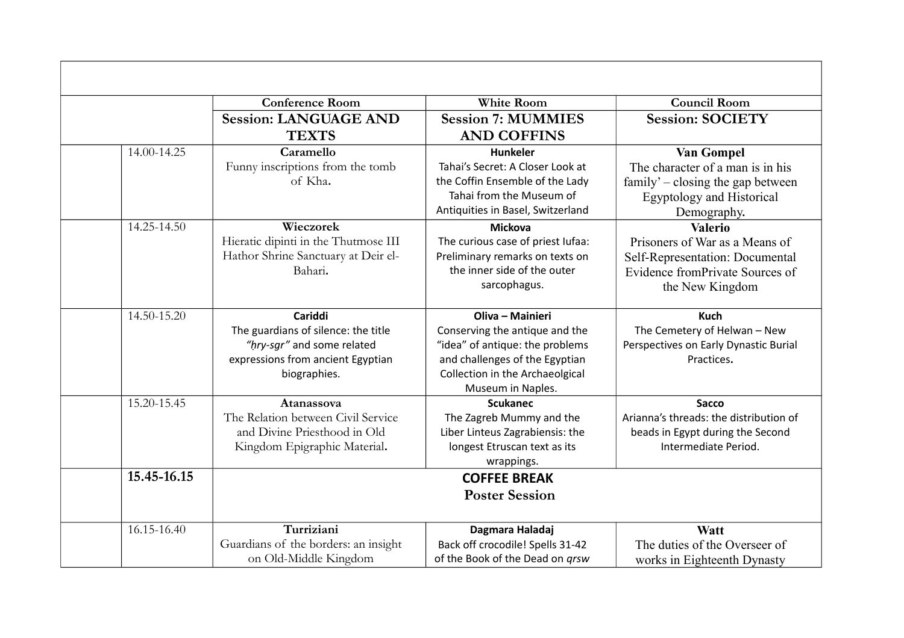| | | Conference Room | White Room | Council Room |
|---|---|---|---|---|
| | | **Session: LANGUAGE AND TEXTS** | **Session 7: MUMMIES AND COFFINS** | **Session: SOCIETY** |
| | 14.00-14.25 | **Caramello** Funny inscriptions from the tomb of Kha. | **Hunkeler** Tahai's Secret: A Closer Look at the Coffin Ensemble of the Lady Tahai from the Museum of Antiquities in Basel, Switzerland | **Van Gompel** The character of a man is in his family' – closing the gap between Egyptology and Historical Demography. |
| | 14.25-14.50 | **Wieczorek** Hieratic dipinti in the Thutmose III Hathor Shrine Sanctuary at Deir el-Bahari. | **Mickova** The curious case of priest Iufaa: Preliminary remarks on texts on the inner side of the outer sarcophagus. | **Valerio** Prisoners of War as a Means of Self-Representation: Documental Evidence fromPrivate Sources of the New Kingdom |
| | 14.50-15.20 | **Cariddi** The guardians of silence: the title *"ḥry-sgr"* and some related expressions from ancient Egyptian biographies. | **Oliva – Mainieri** Conserving the antique and the "idea" of antique: the problems and challenges of the Egyptian Collection in the Archaeolgical Museum in Naples. | **Kuch** The Cemetery of Helwan – New Perspectives on Early Dynastic Burial Practices. |
| | 15.20-15.45 | **Atanassova** The Relation between Civil Service and Divine Priesthood in Old Kingdom Epigraphic Material. | **Scukanec** The Zagreb Mummy and the Liber Linteus Zagrabiensis: the longest Etruscan text as its wrappings. | **Sacco** Arianna's threads: the distribution of beads in Egypt during the Second Intermediate Period. |
| | **15.45-16.15** | **COFFEE BREAK** **Poster Session** | | |
| | 16.15-16.40 | **Turriziani** Guardians of the borders: an insight on Old-Middle Kingdom | **Dagmara Haladaj** Back off crocodile! Spells 31-42 of the Book of the Dead on *qrsw* | **Watt** The duties of the Overseer of works in Eighteenth Dynasty |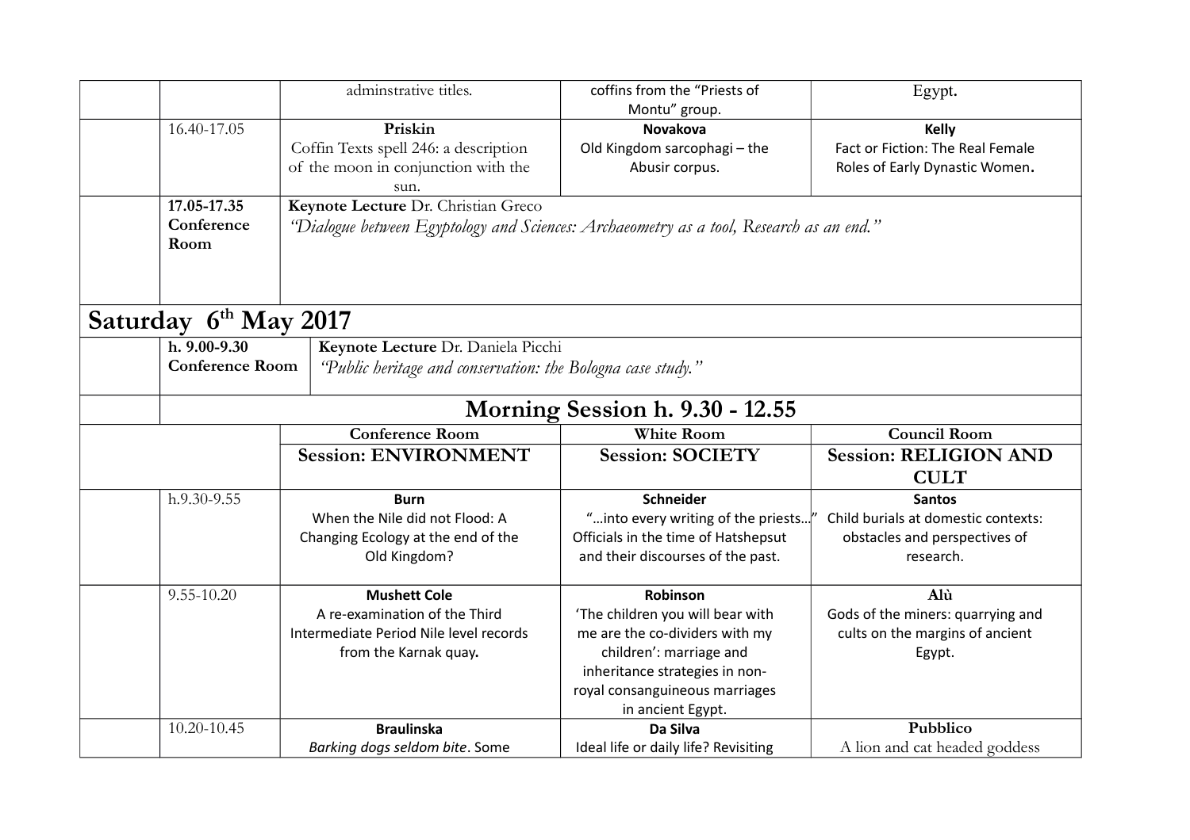| | | | | |
|---|---|---|---|---|
| | | adminstrative titles. | coffins from the "Priests of Montu" group. | Egypt. |
| | 16.40-17.05 | **Priskin** Coffin Texts spell 246: a description of the moon in conjunction with the sun. | **Novakova** Old Kingdom sarcophagi – the Abusir corpus. | **Kelly** Fact or Fiction: The Real Female Roles of Early Dynastic Women. |
| | **17.05-17.35 Conference Room** | **Keynote Lecture** Dr. Christian Greco *"Dialogue between Egyptology and Sciences: Archaeometry as a tool, Research as an end."* | | |

## Saturday 6th May 2017

| | | |
|---|---|---|
| | **h. 9.00-9.30 Conference Room** | **Keynote Lecture** Dr. Daniela Picchi *"Public heritage and conservation: the Bologna case study."* |

### Morning Session h. 9.30 - 12.55

| | | Conference Room | White Room | Council Room |
|---|---|---|---|---|
| | | **Session: ENVIRONMENT** | **Session: SOCIETY** | **Session: RELIGION AND CULT** |
| | h.9.30-9.55 | **Burn** When the Nile did not Flood: A Changing Ecology at the end of the Old Kingdom? | **Schneider** "…into every writing of the priests…" Officials in the time of Hatshepsut and their discourses of the past. | **Santos** Child burials at domestic contexts: obstacles and perspectives of research. |
| | 9.55-10.20 | **Mushett Cole** A re-examination of the Third Intermediate Period Nile level records from the Karnak quay. | **Robinson** 'The children you will bear with me are the co-dividers with my children': marriage and inheritance strategies in non-royal consanguineous marriages in ancient Egypt. | **Alù** Gods of the miners: quarrying and cults on the margins of ancient Egypt. |
| | 10.20-10.45 | **Braulinska** *Barking dogs seldom bite*. Some | **Da Silva** Ideal life or daily life? Revisiting | **Pubblico** A lion and cat headed goddess |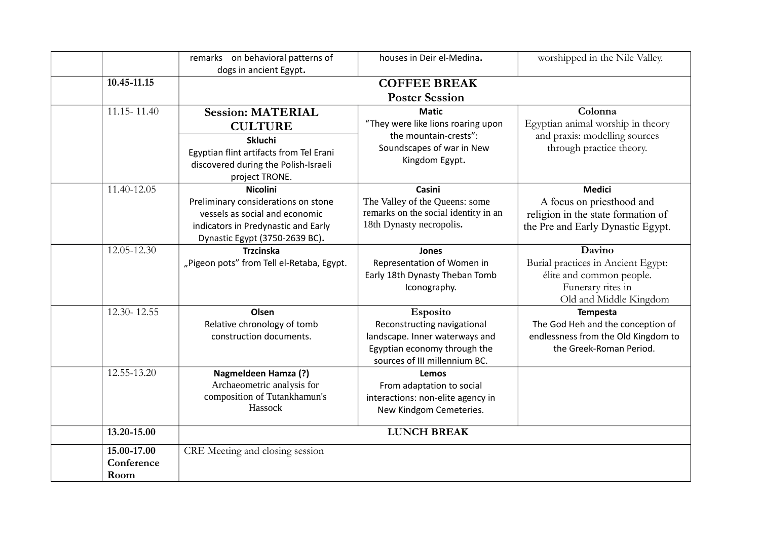| | | | | |
|---|---|---|---|---|
| | | remarks on behavioral patterns of dogs in ancient Egypt. | houses in Deir el-Medina. | worshipped in the Nile Valley. |
| | **10.45-11.15** | **COFFEE BREAK** **Poster Session** | | |
| | 11.15- 11.40 | **Session: MATERIAL CULTURE** **Skluchi** Egyptian flint artifacts from Tel Erani discovered during the Polish-Israeli project TRONE. | **Matic** "They were like lions roaring upon the mountain-crests": Soundscapes of war in New Kingdom Egypt. | **Colonna** Egyptian animal worship in theory and praxis: modelling sources through practice theory. |
| | 11.40-12.05 | **Nicolini** Preliminary considerations on stone vessels as social and economic indicators in Predynastic and Early Dynastic Egypt (3750-2639 BC). | **Casini** The Valley of the Queens: some remarks on the social identity in an 18th Dynasty necropolis. | **Medici** A focus on priesthood and religion in the state formation of the Pre and Early Dynastic Egypt. |
| | 12.05-12.30 | **Trzcinska** „Pigeon pots" from Tell el-Retaba, Egypt. | **Jones** Representation of Women in Early 18th Dynasty Theban Tomb Iconography. | **Davino** Burial practices in Ancient Egypt: élite and common people. Funerary rites in Old and Middle Kingdom |
| | 12.30- 12.55 | **Olsen** Relative chronology of tomb construction documents. | **Esposito** Reconstructing navigational landscape. Inner waterways and Egyptian economy through the sources of III millennium BC. | **Tempesta** The God Heh and the conception of endlessness from the Old Kingdom to the Greek-Roman Period. |
| | 12.55-13.20 | **Nagmeldeen Hamza (?)** Archaeometric analysis for composition of Tutankhamun's Hassock | **Lemos** From adaptation to social interactions: non-elite agency in New Kindgom Cemeteries. | |
| | **13.20-15.00** | **LUNCH BREAK** | | |
| | **15.00-17.00 Conference Room** | CRE Meeting and closing session | | |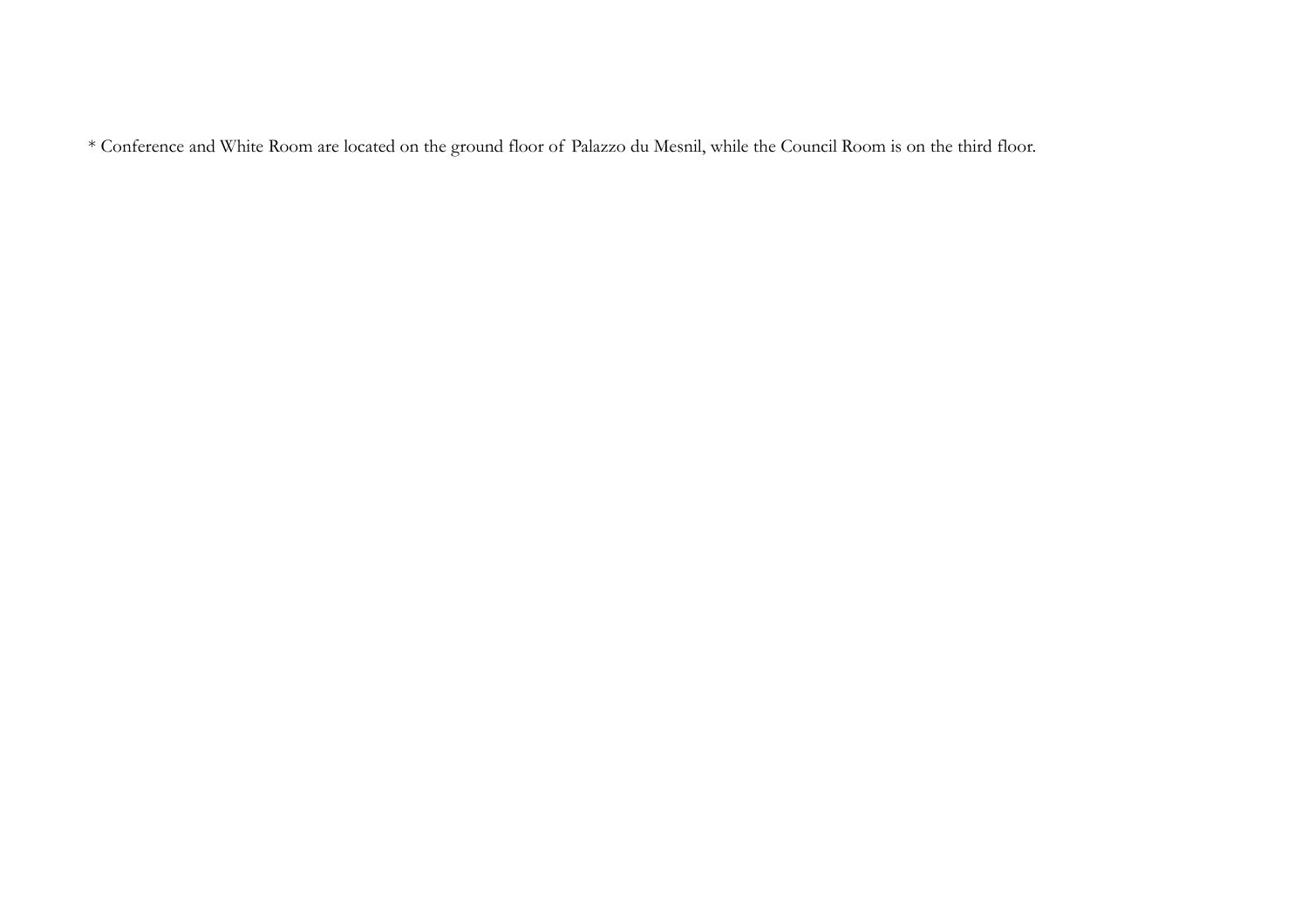* Conference and White Room are located on the ground floor of Palazzo du Mesnil, while the Council Room is on the third floor.